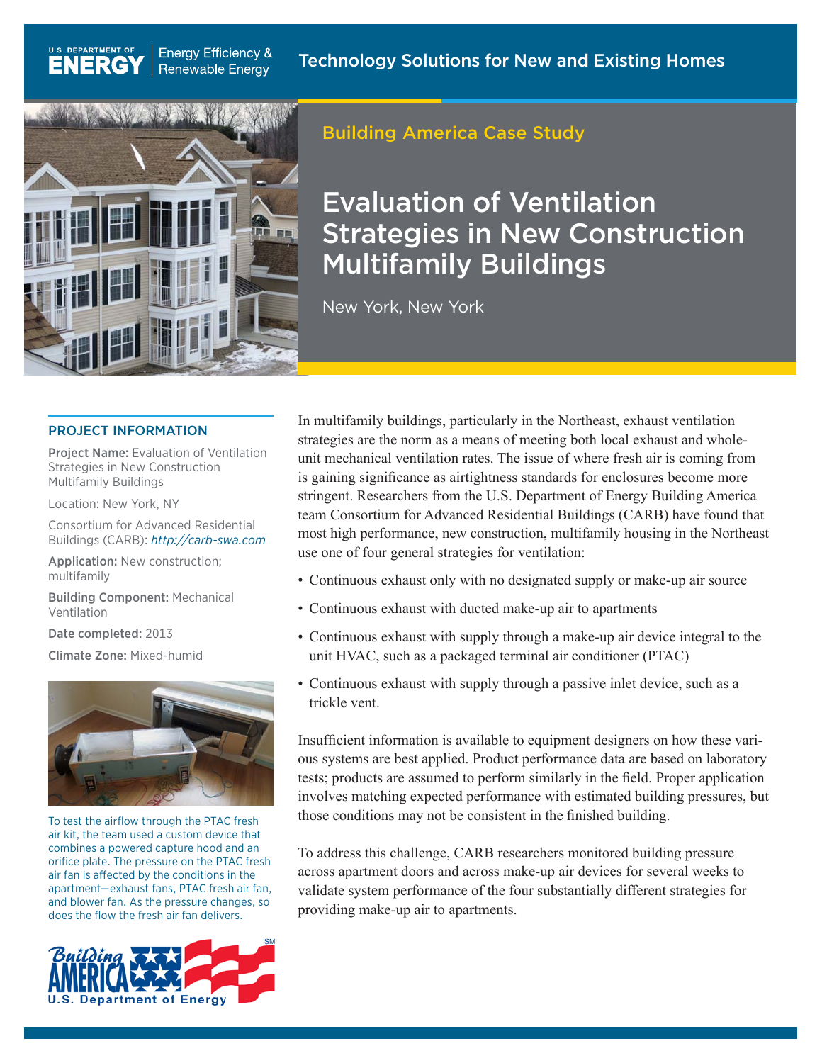U.S. DEPARTMENT OF ENERGY | Energy Efficiency & Renewable Energy

Technology Solutions for New and Existing Homes

Building America Case Study

# Evaluation of Ventilation Strategies in New Construction Multifamily Buildings

New York, New York

## PROJECT INFORMATION

**Project Name:** Evaluation of Ventilation Strategies in New Construction Multifamily Buildings

Location: New York, NY

Consortium for Advanced Residential Buildings (CARB): *http://carb-swa.com*

**Application:** New construction; multifamily

**Building Component:** Mechanical Ventilation

**Date completed:** 2013

**Climate Zone:** Mixed-humid

To test the airflow through the PTAC fresh air kit, the team used a custom device that combines a powered capture hood and an orifice plate. The pressure on the PTAC fresh air fan is affected by the conditions in the apartment—exhaust fans, PTAC fresh air fan, and blower fan. As the pressure changes, so does the flow the fresh air fan delivers.

In multifamily buildings, particularly in the Northeast, exhaust ventilation strategies are the norm as a means of meeting both local exhaust and whole-unit mechanical ventilation rates. The issue of where fresh air is coming from is gaining significance as airtightness standards for enclosures become more stringent. Researchers from the U.S. Department of Energy Building America team Consortium for Advanced Residential Buildings (CARB) have found that most high performance, new construction, multifamily housing in the Northeast use one of four general strategies for ventilation:

- Continuous exhaust only with no designated supply or make-up air source
- Continuous exhaust with ducted make-up air to apartments
- Continuous exhaust with supply through a make-up air device integral to the unit HVAC, such as a packaged terminal air conditioner (PTAC)
- Continuous exhaust with supply through a passive inlet device, such as a trickle vent.

Insufficient information is available to equipment designers on how these various systems are best applied. Product performance data are based on laboratory tests; products are assumed to perform similarly in the field. Proper application involves matching expected performance with estimated building pressures, but those conditions may not be consistent in the finished building.

To address this challenge, CARB researchers monitored building pressure across apartment doors and across make-up air devices for several weeks to validate system performance of the four substantially different strategies for providing make-up air to apartments.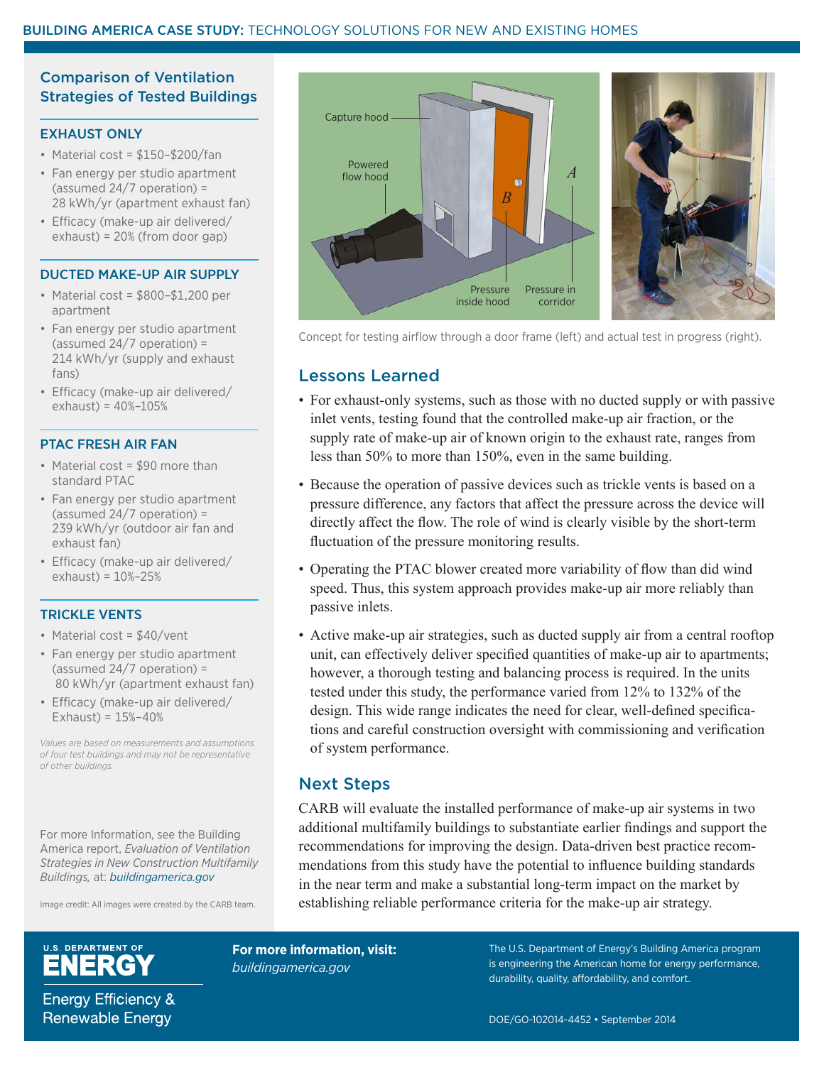## Comparison of Ventilation Strategies of Tested Buildings

### EXHAUST ONLY

- Material cost = $150–$200/fan
- Fan energy per studio apartment (assumed 24/7 operation) = 28 kWh/yr (apartment exhaust fan)
- Efficacy (make-up air delivered/exhaust) = 20% (from door gap)

### DUCTED MAKE-UP AIR SUPPLY

- Material cost = $800–$1,200 per apartment
- Fan energy per studio apartment (assumed 24/7 operation) = 214 kWh/yr (supply and exhaust fans)
- Efficacy (make-up air delivered/exhaust) = 40%–105%

### PTAC FRESH AIR FAN

- Material cost = $90 more than standard PTAC
- Fan energy per studio apartment (assumed 24/7 operation) = 239 kWh/yr (outdoor air fan and exhaust fan)
- Efficacy (make-up air delivered/exhaust) = 10%–25%

### TRICKLE VENTS

- Material cost = $40/vent
- Fan energy per studio apartment (assumed 24/7 operation) = 80 kWh/yr (apartment exhaust fan)
- Efficacy (make-up air delivered/Exhaust) = 15%–40%

*Values are based on measurements and assumptions of four test buildings and may not be representative of other buildings.*

For more Information, see the Building America report, *Evaluation of Ventilation Strategies in New Construction Multifamily Buildings,* at: *buildingamerica.gov*

Image credit: All images were created by the CARB team.

Capture hood
Powered flow hood
A
B
Pressure inside hood
Pressure in corridor

Concept for testing airflow through a door frame (left) and actual test in progress (right).

## Lessons Learned

- For exhaust-only systems, such as those with no ducted supply or with passive inlet vents, testing found that the controlled make-up air fraction, or the supply rate of make-up air of known origin to the exhaust rate, ranges from less than 50% to more than 150%, even in the same building.
- Because the operation of passive devices such as trickle vents is based on a pressure difference, any factors that affect the pressure across the device will directly affect the flow. The role of wind is clearly visible by the short-term fluctuation of the pressure monitoring results.
- Operating the PTAC blower created more variability of flow than did wind speed. Thus, this system approach provides make-up air more reliably than passive inlets.
- Active make-up air strategies, such as ducted supply air from a central rooftop unit, can effectively deliver specified quantities of make-up air to apartments; however, a thorough testing and balancing process is required. In the units tested under this study, the performance varied from 12% to 132% of the design. This wide range indicates the need for clear, well-defined specifications and careful construction oversight with commissioning and verification of system performance.

## Next Steps

CARB will evaluate the installed performance of make-up air systems in two additional multifamily buildings to substantiate earlier findings and support the recommendations for improving the design. Data-driven best practice recommendations from this study have the potential to influence building standards in the near term and make a substantial long-term impact on the market by establishing reliable performance criteria for the make-up air strategy.

U.S. DEPARTMENT OF ENERGY
Energy Efficiency & Renewable Energy

**For more information, visit:**
*buildingamerica.gov*

The U.S. Department of Energy's Building America program is engineering the American home for energy performance, durability, quality, affordability, and comfort.

DOE/GO-102014-4452 • September 2014